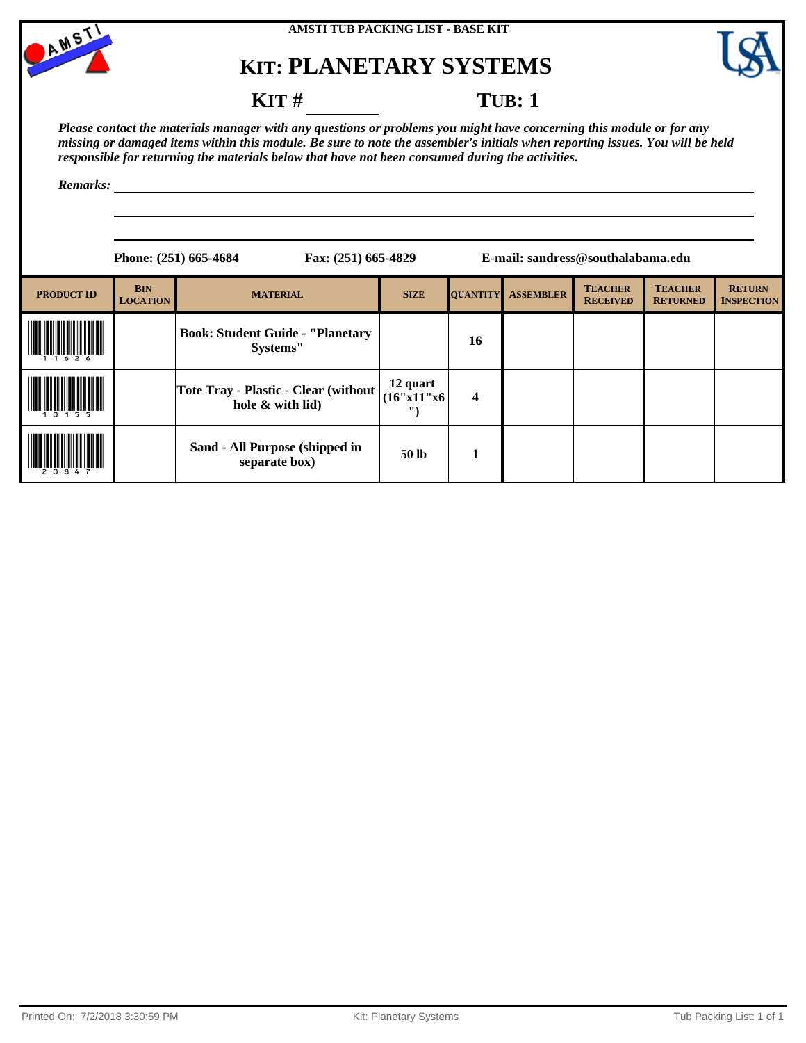AMSTI TUB PACKING LIST - BASE KIT

# KIT: PLANETARY SYSTEMS

**KIT #** ________ **TUB: 1**

*Please contact the materials manager with any questions or problems you might have concerning this module or for any missing or damaged items within this module. Be sure to note the assembler's initials when reporting issues. You will be held responsible for returning the materials below that have not been consumed during the activities.*

*Remarks:* ______________________________________________

**Phone: (251) 665-4684** **Fax: (251) 665-4829** **E-mail: sandress@southalabama.edu**

| PRODUCT ID | BIN LOCATION | MATERIAL | SIZE | QUANTITY | ASSEMBLER | TEACHER RECEIVED | TEACHER RETURNED | RETURN INSPECTION |
|---|---|---|---|---|---|---|---|---|
| 11626 | | Book: Student Guide - "Planetary Systems" | | 16 | | | | |
| 10155 | | Tote Tray - Plastic - Clear (without hole & with lid) | 12 quart (16"x11"x6") | 4 | | | | |
| 20847 | | Sand - All Purpose (shipped in separate box) | 50 lb | 1 | | | | |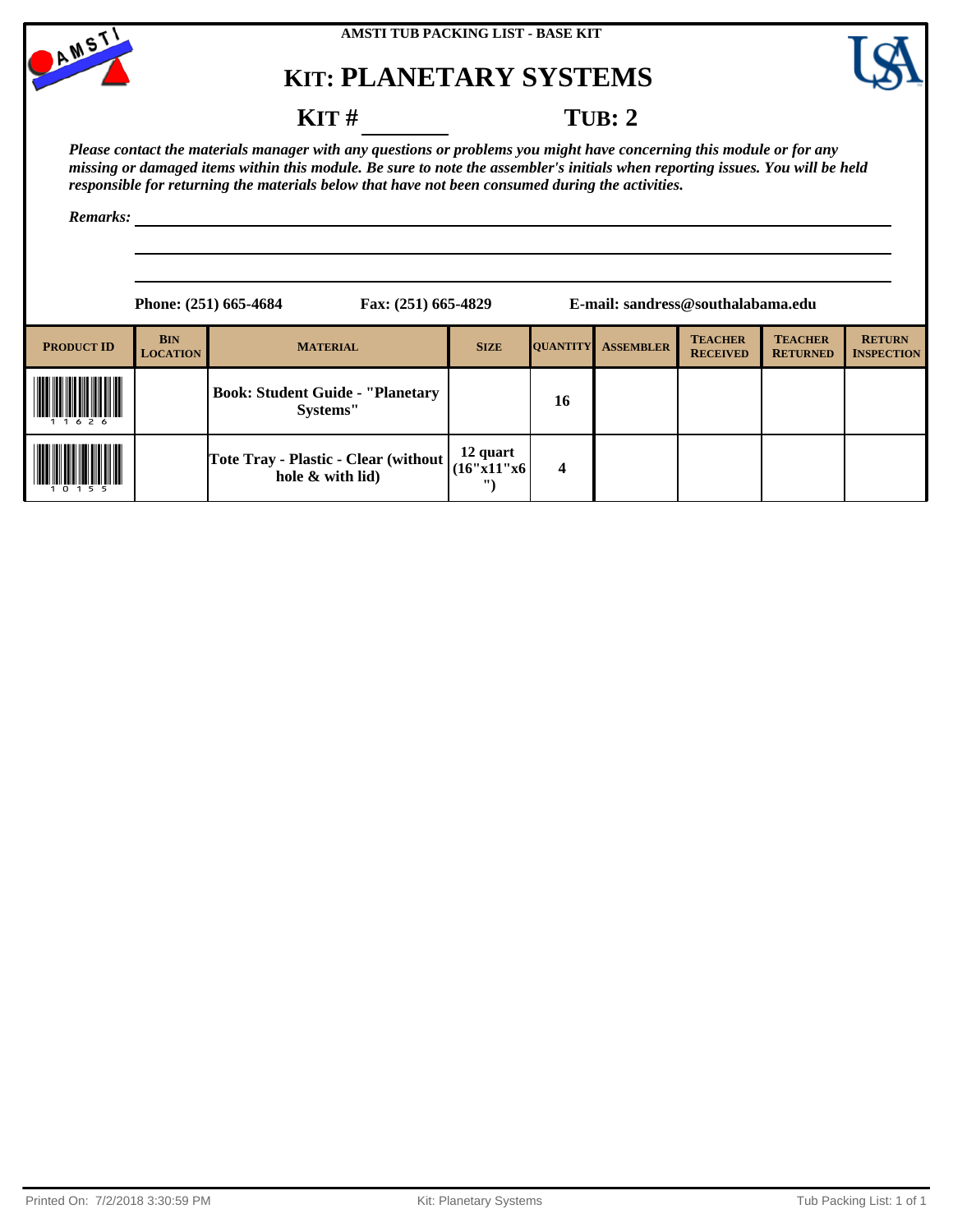AMSTI TUB PACKING LIST - BASE KIT

# KIT: PLANETARY SYSTEMS

## KIT # ________ TUB: 2

***Please contact the materials manager with any questions or problems you might have concerning this module or for any missing or damaged items within this module. Be sure to note the assembler's initials when reporting issues. You will be held responsible for returning the materials below that have not been consumed during the activities.***

***Remarks:*** ______________________________________________

**Phone: (251) 665-4684** **Fax: (251) 665-4829** **E-mail: sandress@southalabama.edu**

| PRODUCT ID | BIN LOCATION | MATERIAL | SIZE | QUANTITY | ASSEMBLER | TEACHER RECEIVED | TEACHER RETURNED | RETURN INSPECTION |
|---|---|---|---|---|---|---|---|---|
| 11626 | | **Book: Student Guide - "Planetary Systems"** | | **16** | | | | |
| 10155 | | **Tote Tray - Plastic - Clear (without hole & with lid)** | **12 quart (16"x11"x6")** | **4** | | | | |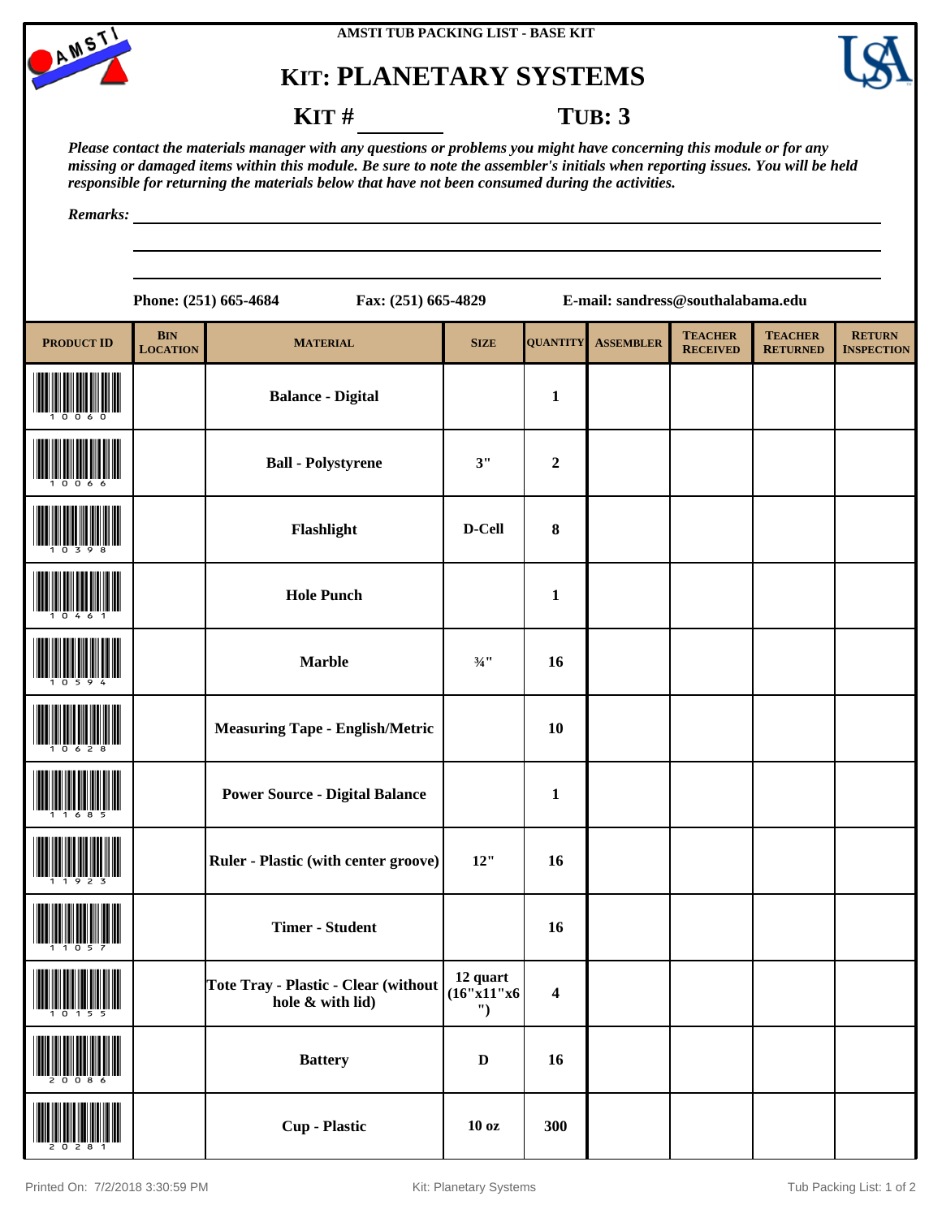AMSTI TUB PACKING LIST - BASE KIT

# KIT: PLANETARY SYSTEMS

**KIT #** ________ **TUB: 3**

***Please contact the materials manager with any questions or problems you might have concerning this module or for any missing or damaged items within this module. Be sure to note the assembler's initials when reporting issues. You will be held responsible for returning the materials below that have not been consumed during the activities.***

***Remarks:*** ______________________________________________

**Phone: (251) 665-4684** **Fax: (251) 665-4829** **E-mail: sandress@southalabama.edu**

| PRODUCT ID | BIN LOCATION | MATERIAL | SIZE | QUANTITY | ASSEMBLER | TEACHER RECEIVED | TEACHER RETURNED | RETURN INSPECTION |
|---|---|---|---|---|---|---|---|---|
| 10060 | | Balance - Digital | | 1 | | | | |
| 10066 | | Ball - Polystyrene | 3" | 2 | | | | |
| 10398 | | Flashlight | D-Cell | 8 | | | | |
| 10461 | | Hole Punch | | 1 | | | | |
| 10594 | | Marble | ¾" | 16 | | | | |
| 10628 | | Measuring Tape - English/Metric | | 10 | | | | |
| 11685 | | Power Source - Digital Balance | | 1 | | | | |
| 11923 | | Ruler - Plastic (with center groove) | 12" | 16 | | | | |
| 11057 | | Timer - Student | | 16 | | | | |
| 10155 | | Tote Tray - Plastic - Clear (without hole & with lid) | 12 quart (16"x11"x6") | 4 | | | | |
| 20086 | | Battery | D | 16 | | | | |
| 20281 | | Cup - Plastic | 10 oz | 300 | | | | |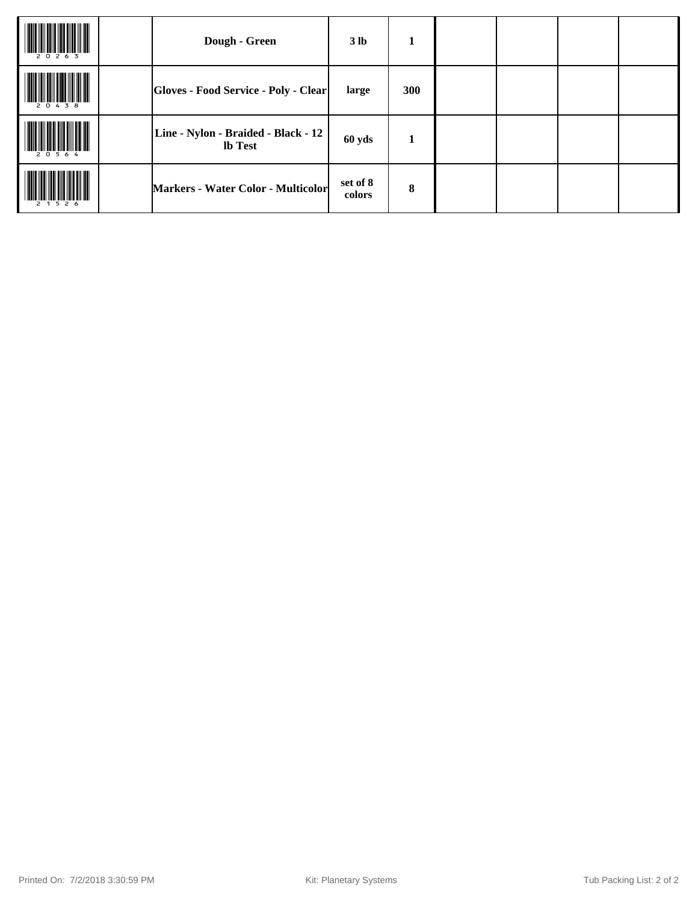| | | | | | | | | |
|---|---|---|---|---|---|---|---|---|
| 20263 | | **Dough - Green** | **3 lb** | **1** | | | | |
| 20438 | | **Gloves - Food Service - Poly - Clear** | **large** | **300** | | | | |
| 20564 | | **Line - Nylon - Braided - Black - 12 lb Test** | **60 yds** | **1** | | | | |
| 21526 | | **Markers - Water Color - Multicolor** | **set of 8 colors** | **8** | | | | |

Printed On: 7/2/2018 3:30:59 PM Kit: Planetary Systems Tub Packing List: 2 of 2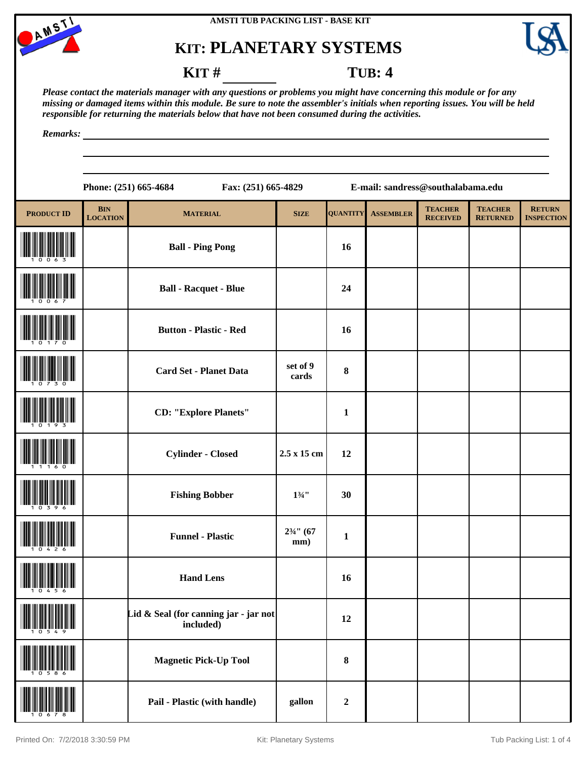AMSTI TUB PACKING LIST - BASE KIT

# KIT: PLANETARY SYSTEMS

**KIT # ________** **TUB: 4**

*Please contact the materials manager with any questions or problems you might have concerning this module or for any missing or damaged items within this module. Be sure to note the assembler's initials when reporting issues. You will be held responsible for returning the materials below that have not been consumed during the activities.*

*Remarks:* ____________________

**Phone: (251) 665-4684** **Fax: (251) 665-4829** **E-mail: sandress@southalabama.edu**

| PRODUCT ID | BIN LOCATION | MATERIAL | SIZE | QUANTITY | ASSEMBLER | TEACHER RECEIVED | TEACHER RETURNED | RETURN INSPECTION |
|---|---|---|---|---|---|---|---|---|
| 10063 | | Ball - Ping Pong | | 16 | | | | |
| 10067 | | Ball - Racquet - Blue | | 24 | | | | |
| 10170 | | Button - Plastic - Red | | 16 | | | | |
| 10730 | | Card Set - Planet Data | set of 9 cards | 8 | | | | |
| 10193 | | CD: "Explore Planets" | | 1 | | | | |
| 11160 | | Cylinder - Closed | 2.5 x 15 cm | 12 | | | | |
| 10396 | | Fishing Bobber | 1¾" | 30 | | | | |
| 10426 | | Funnel - Plastic | 2¾" (67 mm) | 1 | | | | |
| 10456 | | Hand Lens | | 16 | | | | |
| 10549 | | Lid & Seal (for canning jar - jar not included) | | 12 | | | | |
| 10586 | | Magnetic Pick-Up Tool | | 8 | | | | |
| 10678 | | Pail - Plastic (with handle) | gallon | 2 | | | | |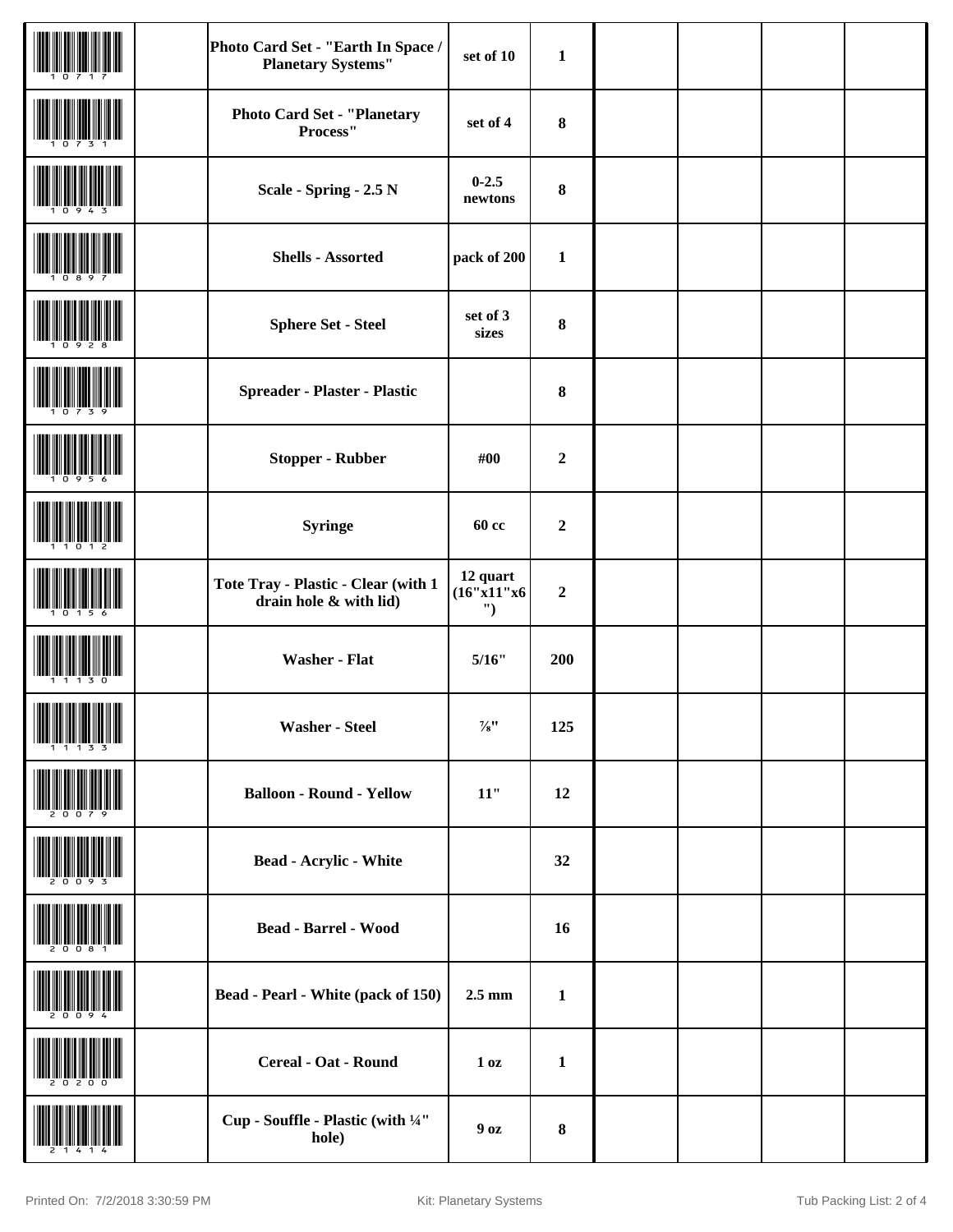| | | | | | | | | |
|---|---|---|---|---|---|---|---|---|
| 10717 | | **Photo Card Set - "Earth In Space / Planetary Systems"** | **set of 10** | **1** | | | | |
| 10731 | | **Photo Card Set - "Planetary Process"** | **set of 4** | **8** | | | | |
| 10943 | | **Scale - Spring - 2.5 N** | **0-2.5 newtons** | **8** | | | | |
| 10897 | | **Shells - Assorted** | **pack of 200** | **1** | | | | |
| 10928 | | **Sphere Set - Steel** | **set of 3 sizes** | **8** | | | | |
| 10739 | | **Spreader - Plaster - Plastic** | | **8** | | | | |
| 10956 | | **Stopper - Rubber** | **#00** | **2** | | | | |
| 11012 | | **Syringe** | **60 cc** | **2** | | | | |
| 10156 | | **Tote Tray - Plastic - Clear (with 1 drain hole & with lid)** | **12 quart (16"x11"x6")** | **2** | | | | |
| 11130 | | **Washer - Flat** | **5/16"** | **200** | | | | |
| 11133 | | **Washer - Steel** | **⅞"** | **125** | | | | |
| 20079 | | **Balloon - Round - Yellow** | **11"** | **12** | | | | |
| 20093 | | **Bead - Acrylic - White** | | **32** | | | | |
| 20081 | | **Bead - Barrel - Wood** | | **16** | | | | |
| 20094 | | **Bead - Pearl - White (pack of 150)** | **2.5 mm** | **1** | | | | |
| 20200 | | **Cereal - Oat - Round** | **1 oz** | **1** | | | | |
| 21414 | | **Cup - Souffle - Plastic (with ¼" hole)** | **9 oz** | **8** | | | | |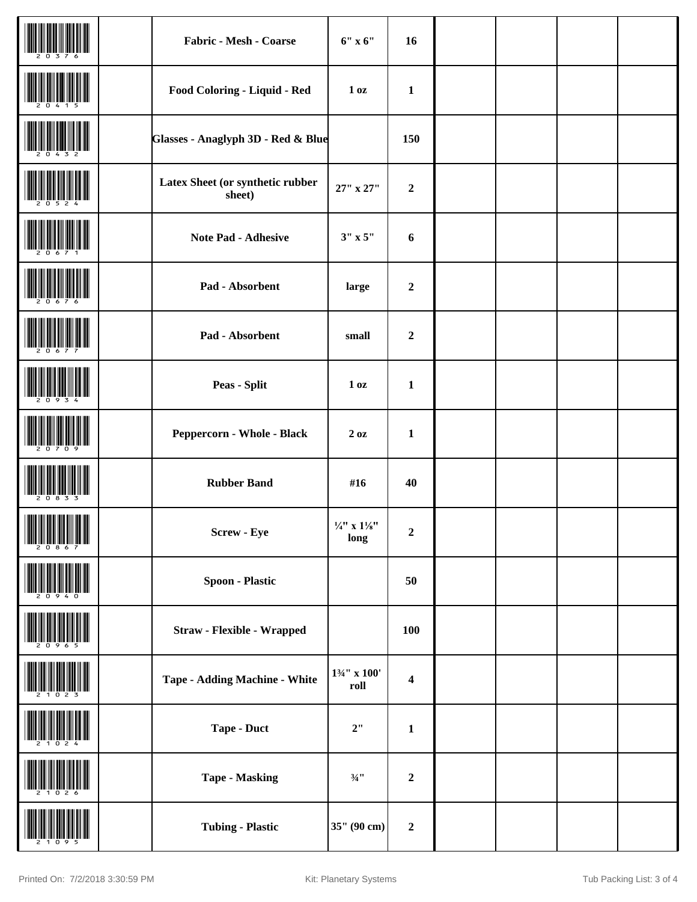| | | | | | | | | |
|---|---|---|---|---|---|---|---|---|
| 20376 | | **Fabric - Mesh - Coarse** | **6" x 6"** | **16** | | | | |
| 20415 | | **Food Coloring - Liquid - Red** | **1 oz** | **1** | | | | |
| 20432 | | **Glasses - Anaglyph 3D - Red & Blue** | | **150** | | | | |
| 20524 | | **Latex Sheet (or synthetic rubber sheet)** | **27" x 27"** | **2** | | | | |
| 20671 | | **Note Pad - Adhesive** | **3" x 5"** | **6** | | | | |
| 20676 | | **Pad - Absorbent** | **large** | **2** | | | | |
| 20677 | | **Pad - Absorbent** | **small** | **2** | | | | |
| 20934 | | **Peas - Split** | **1 oz** | **1** | | | | |
| 20709 | | **Peppercorn - Whole - Black** | **2 oz** | **1** | | | | |
| 20833 | | **Rubber Band** | **#16** | **40** | | | | |
| 20867 | | **Screw - Eye** | **¼" x 1⅛" long** | **2** | | | | |
| 20940 | | **Spoon - Plastic** | | **50** | | | | |
| 20965 | | **Straw - Flexible - Wrapped** | | **100** | | | | |
| 21023 | | **Tape - Adding Machine - White** | **1¾" x 100' roll** | **4** | | | | |
| 21024 | | **Tape - Duct** | **2"** | **1** | | | | |
| 21026 | | **Tape - Masking** | **¾"** | **2** | | | | |
| 21095 | | **Tubing - Plastic** | **35" (90 cm)** | **2** | | | | |

Printed On: 7/2/2018 3:30:59 PM Kit: Planetary Systems Tub Packing List: 3 of 4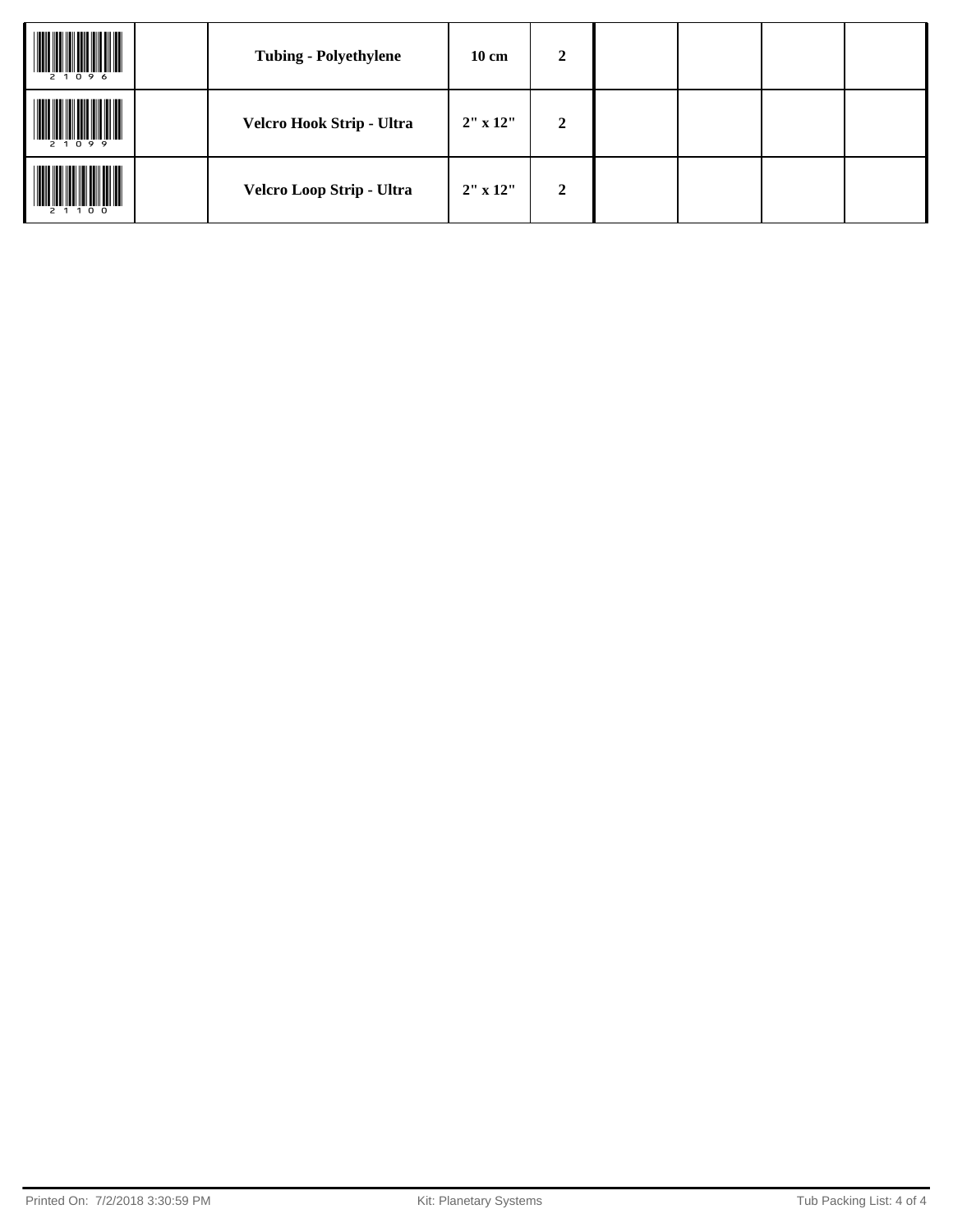| | | | | | | | | |
|---|---|---|---|---|---|---|---|---|
| 21096 | | **Tubing - Polyethylene** | **10 cm** | **2** | | | | |
| 21099 | | **Velcro Hook Strip - Ultra** | **2" x 12"** | **2** | | | | |
| 21100 | | **Velcro Loop Strip - Ultra** | **2" x 12"** | **2** | | | | |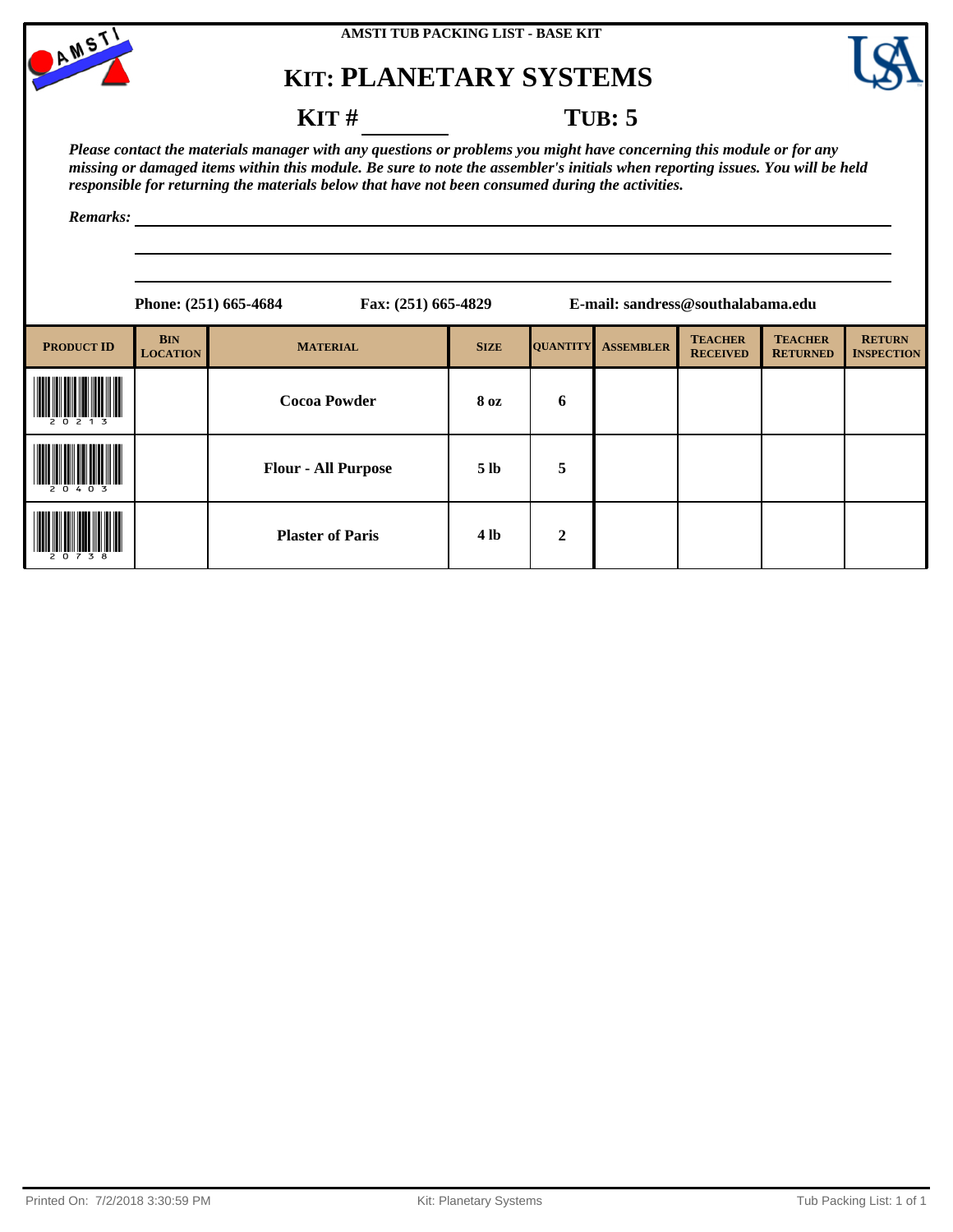AMSTI TUB PACKING LIST - BASE KIT

# KIT: PLANETARY SYSTEMS

**KIT #** ________ **TUB: 5**

***Please contact the materials manager with any questions or problems you might have concerning this module or for any missing or damaged items within this module. Be sure to note the assembler's initials when reporting issues. You will be held responsible for returning the materials below that have not been consumed during the activities.***

***Remarks:***

**Phone: (251) 665-4684** **Fax: (251) 665-4829** **E-mail: sandress@southalabama.edu**

| PRODUCT ID | BIN LOCATION | MATERIAL | SIZE | QUANTITY | ASSEMBLER | TEACHER RECEIVED | TEACHER RETURNED | RETURN INSPECTION |
|---|---|---|---|---|---|---|---|---|
| 20213 | | **Cocoa Powder** | **8 oz** | **6** | | | | |
| 20403 | | **Flour - All Purpose** | **5 lb** | **5** | | | | |
| 20738 | | **Plaster of Paris** | **4 lb** | **2** | | | | |

Printed On: 7/2/2018 3:30:59 PM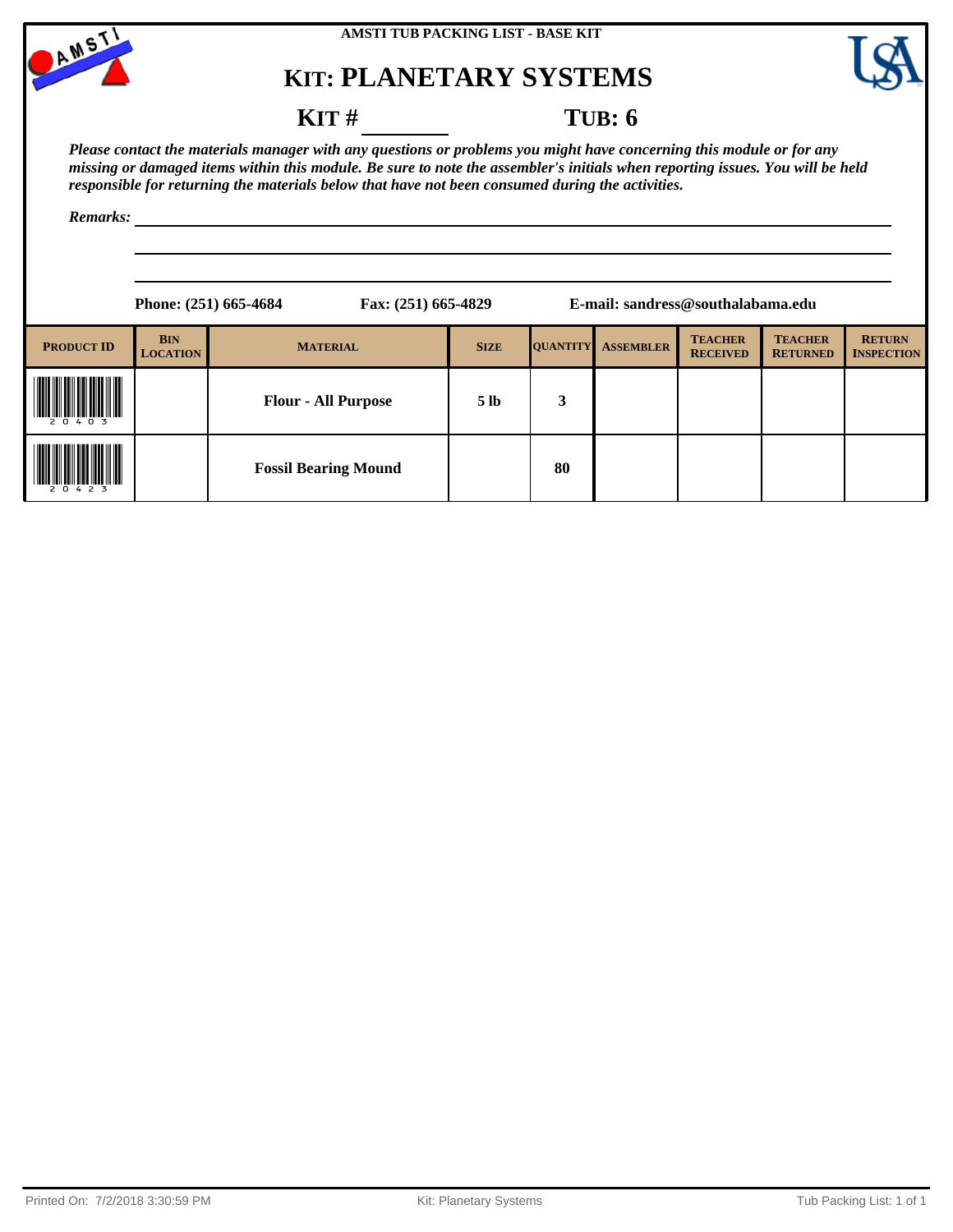AMSTI TUB PACKING LIST - BASE KIT

# KIT: PLANETARY SYSTEMS

**KIT #** ________ **TUB: 6**

***Please contact the materials manager with any questions or problems you might have concerning this module or for any missing or damaged items within this module. Be sure to note the assembler's initials when reporting issues. You will be held responsible for returning the materials below that have not been consumed during the activities.***

***Remarks:***

**Phone: (251) 665-4684** **Fax: (251) 665-4829** **E-mail: sandress@southalabama.edu**

| PRODUCT ID | BIN LOCATION | MATERIAL | SIZE | QUANTITY | ASSEMBLER | TEACHER RECEIVED | TEACHER RETURNED | RETURN INSPECTION |
|---|---|---|---|---|---|---|---|---|
| 20403 | | **Flour - All Purpose** | **5 lb** | **3** | | | | |
| 20423 | | **Fossil Bearing Mound** | | **80** | | | | |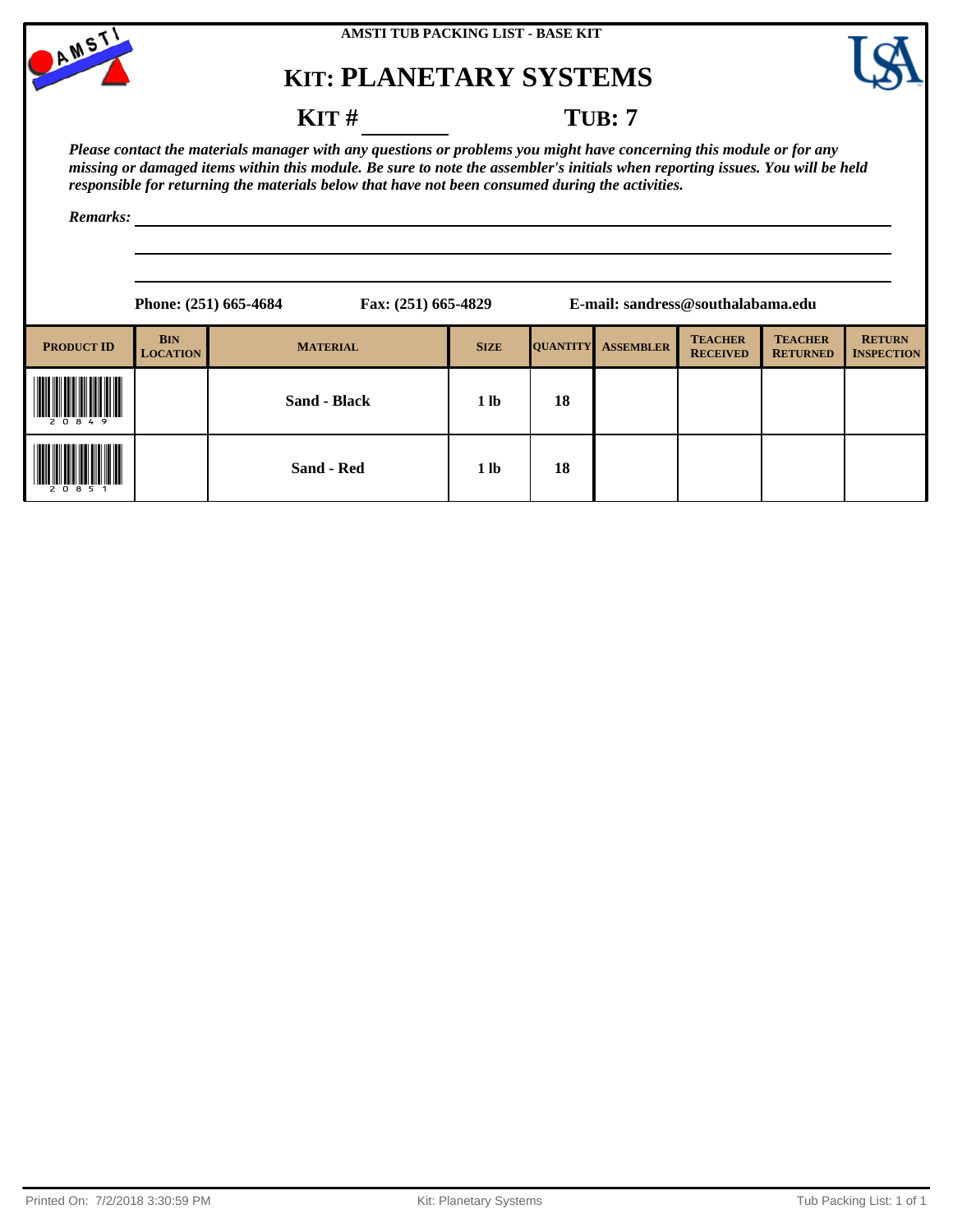AMSTI TUB PACKING LIST - BASE KIT

# KIT: PLANETARY SYSTEMS

**KIT #** ________ **TUB: 7**

***Please contact the materials manager with any questions or problems you might have concerning this module or for any missing or damaged items within this module. Be sure to note the assembler's initials when reporting issues. You will be held responsible for returning the materials below that have not been consumed during the activities.***

***Remarks:*** ______________________________

**Phone: (251) 665-4684** **Fax: (251) 665-4829** **E-mail: sandress@southalabama.edu**

| PRODUCT ID | BIN LOCATION | MATERIAL | SIZE | QUANTITY | ASSEMBLER | TEACHER RECEIVED | TEACHER RETURNED | RETURN INSPECTION |
|---|---|---|---|---|---|---|---|---|
| 20849 | | **Sand - Black** | **1 lb** | **18** | | | | |
| 20851 | | **Sand - Red** | **1 lb** | **18** | | | | |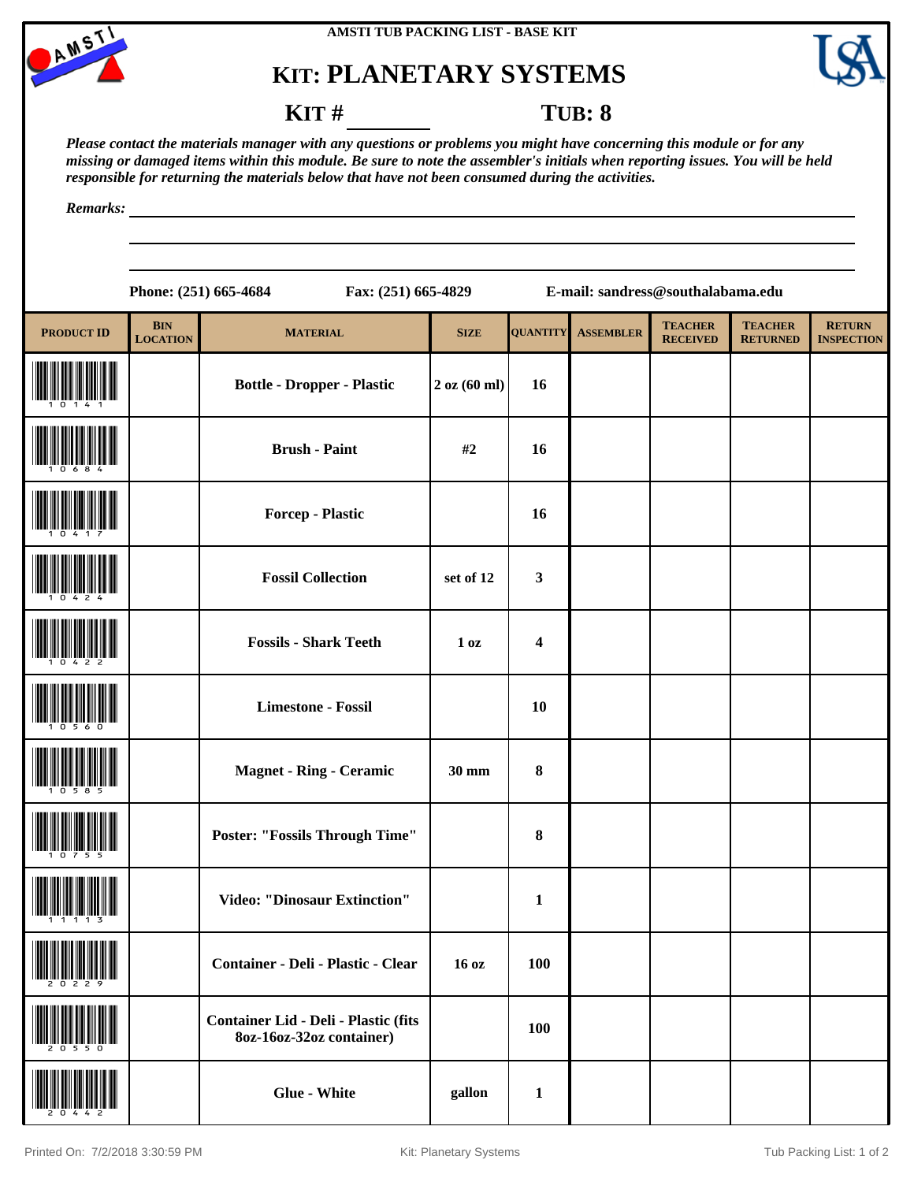AMSTI TUB PACKING LIST - BASE KIT

# KIT: PLANETARY SYSTEMS

**KIT # ________** **TUB: 8**

*Please contact the materials manager with any questions or problems you might have concerning this module or for any missing or damaged items within this module. Be sure to note the assembler's initials when reporting issues. You will be held responsible for returning the materials below that have not been consumed during the activities.*

*Remarks:* ______________________________________________

______________________________________________

______________________________________________

**Phone: (251) 665-4684** **Fax: (251) 665-4829** **E-mail: sandress@southalabama.edu**

| PRODUCT ID | BIN LOCATION | MATERIAL | SIZE | QUANTITY | ASSEMBLER | TEACHER RECEIVED | TEACHER RETURNED | RETURN INSPECTION |
|---|---|---|---|---|---|---|---|---|
| 10141 | | Bottle - Dropper - Plastic | 2 oz (60 ml) | 16 | | | | |
| 10684 | | Brush - Paint | #2 | 16 | | | | |
| 10417 | | Forcep - Plastic | | 16 | | | | |
| 10424 | | Fossil Collection | set of 12 | 3 | | | | |
| 10422 | | Fossils - Shark Teeth | 1 oz | 4 | | | | |
| 10560 | | Limestone - Fossil | | 10 | | | | |
| 10585 | | Magnet - Ring - Ceramic | 30 mm | 8 | | | | |
| 10755 | | Poster: "Fossils Through Time" | | 8 | | | | |
| 11113 | | Video: "Dinosaur Extinction" | | 1 | | | | |
| 20229 | | Container - Deli - Plastic - Clear | 16 oz | 100 | | | | |
| 20550 | | Container Lid - Deli - Plastic (fits 8oz-16oz-32oz container) | | 100 | | | | |
| 20442 | | Glue - White | gallon | 1 | | | | |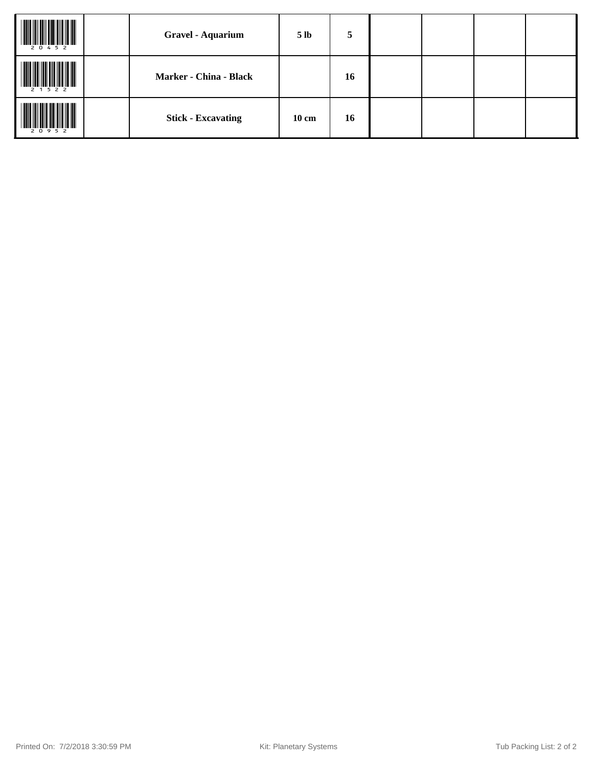| | | | | | | | | |
|---|---|---|---|---|---|---|---|---|
| 20452 | | **Gravel - Aquarium** | **5 lb** | **5** | | | | |
| 21522 | | **Marker - China - Black** | | **16** | | | | |
| 20952 | | **Stick - Excavating** | **10 cm** | **16** | | | | |